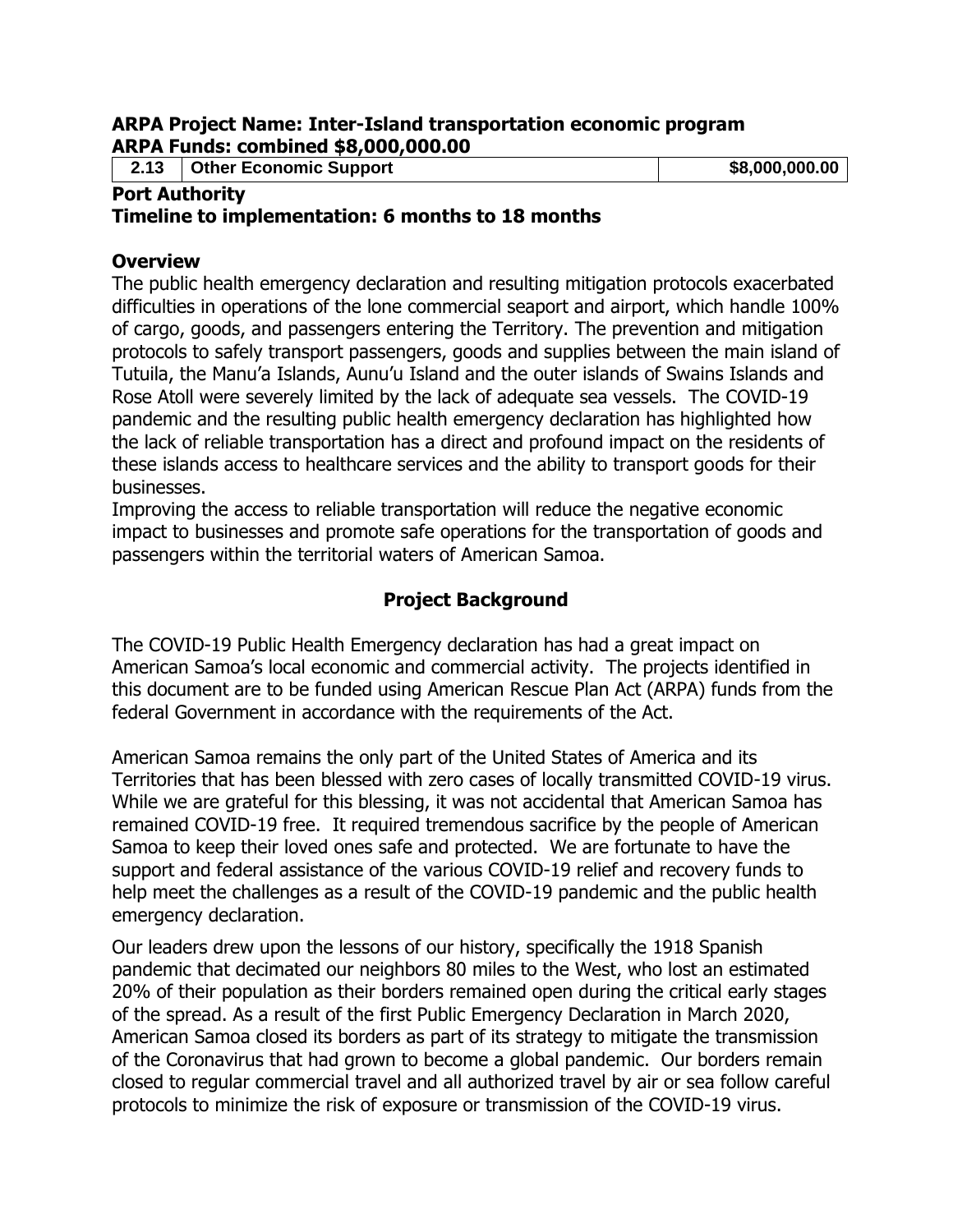**ARPA Project Name: Inter-Island transportation economic program**
**ARPA Funds: combined $8,000,000.00**

| 2.13 | Other Economic Support | $8,000,000.00 |
|---|---|---|

**Port Authority**
**Timeline to implementation: 6 months to 18 months**

## Overview

The public health emergency declaration and resulting mitigation protocols exacerbated difficulties in operations of the lone commercial seaport and airport, which handle 100% of cargo, goods, and passengers entering the Territory. The prevention and mitigation protocols to safely transport passengers, goods and supplies between the main island of Tutuila, the Manu'a Islands, Aunu'u Island and the outer islands of Swains Islands and Rose Atoll were severely limited by the lack of adequate sea vessels. The COVID-19 pandemic and the resulting public health emergency declaration has highlighted how the lack of reliable transportation has a direct and profound impact on the residents of these islands access to healthcare services and the ability to transport goods for their businesses.

Improving the access to reliable transportation will reduce the negative economic impact to businesses and promote safe operations for the transportation of goods and passengers within the territorial waters of American Samoa.

## Project Background

The COVID-19 Public Health Emergency declaration has had a great impact on American Samoa's local economic and commercial activity. The projects identified in this document are to be funded using American Rescue Plan Act (ARPA) funds from the federal Government in accordance with the requirements of the Act.

American Samoa remains the only part of the United States of America and its Territories that has been blessed with zero cases of locally transmitted COVID-19 virus. While we are grateful for this blessing, it was not accidental that American Samoa has remained COVID-19 free. It required tremendous sacrifice by the people of American Samoa to keep their loved ones safe and protected. We are fortunate to have the support and federal assistance of the various COVID-19 relief and recovery funds to help meet the challenges as a result of the COVID-19 pandemic and the public health emergency declaration.

Our leaders drew upon the lessons of our history, specifically the 1918 Spanish pandemic that decimated our neighbors 80 miles to the West, who lost an estimated 20% of their population as their borders remained open during the critical early stages of the spread. As a result of the first Public Emergency Declaration in March 2020, American Samoa closed its borders as part of its strategy to mitigate the transmission of the Coronavirus that had grown to become a global pandemic. Our borders remain closed to regular commercial travel and all authorized travel by air or sea follow careful protocols to minimize the risk of exposure or transmission of the COVID-19 virus.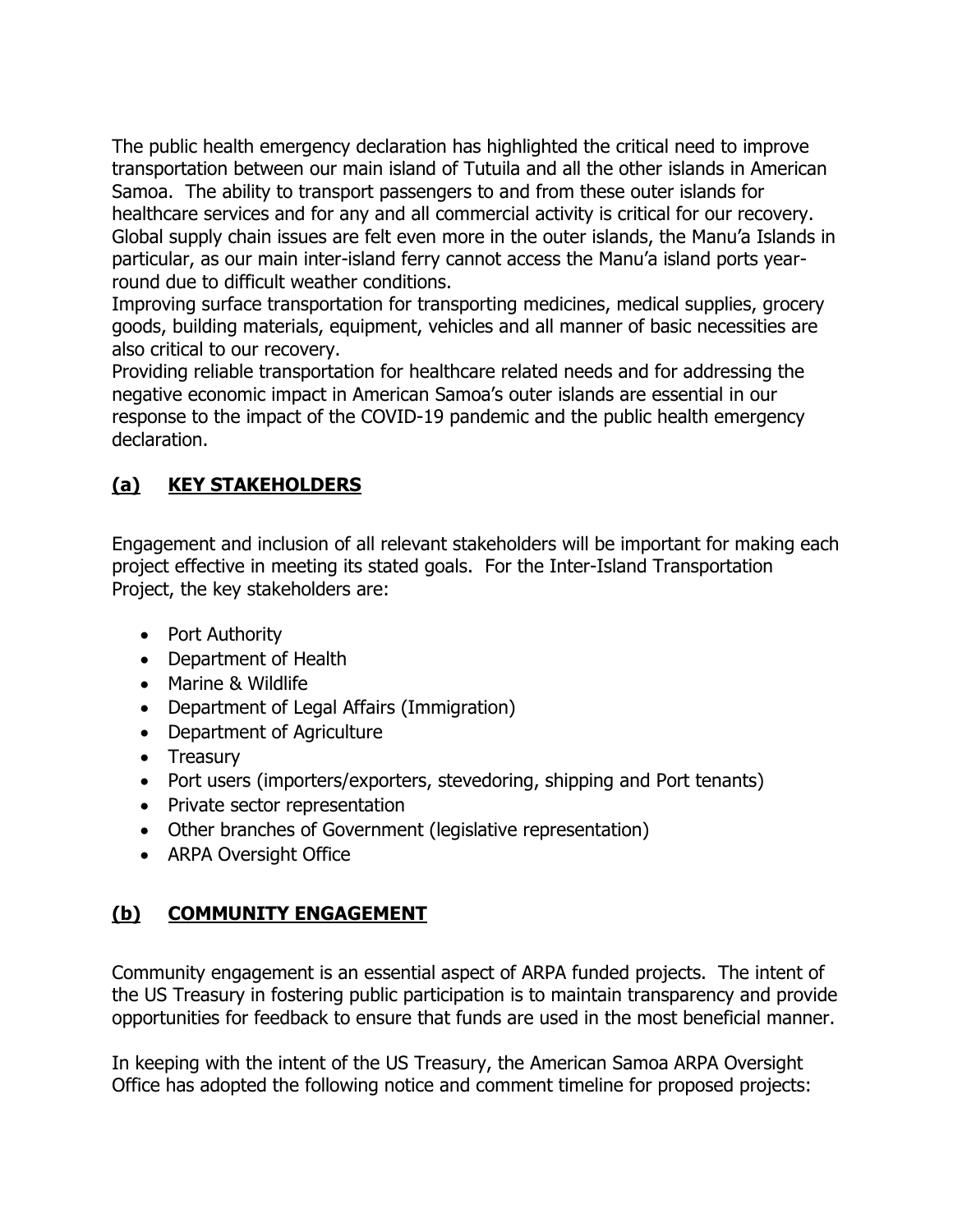The public health emergency declaration has highlighted the critical need to improve transportation between our main island of Tutuila and all the other islands in American Samoa. The ability to transport passengers to and from these outer islands for healthcare services and for any and all commercial activity is critical for our recovery. Global supply chain issues are felt even more in the outer islands, the Manu'a Islands in particular, as our main inter-island ferry cannot access the Manu'a island ports year-round due to difficult weather conditions.

Improving surface transportation for transporting medicines, medical supplies, grocery goods, building materials, equipment, vehicles and all manner of basic necessities are also critical to our recovery.

Providing reliable transportation for healthcare related needs and for addressing the negative economic impact in American Samoa's outer islands are essential in our response to the impact of the COVID-19 pandemic and the public health emergency declaration.

## (a) KEY STAKEHOLDERS

Engagement and inclusion of all relevant stakeholders will be important for making each project effective in meeting its stated goals. For the Inter-Island Transportation Project, the key stakeholders are:

- Port Authority
- Department of Health
- Marine & Wildlife
- Department of Legal Affairs (Immigration)
- Department of Agriculture
- Treasury
- Port users (importers/exporters, stevedoring, shipping and Port tenants)
- Private sector representation
- Other branches of Government (legislative representation)
- ARPA Oversight Office

## (b) COMMUNITY ENGAGEMENT

Community engagement is an essential aspect of ARPA funded projects. The intent of the US Treasury in fostering public participation is to maintain transparency and provide opportunities for feedback to ensure that funds are used in the most beneficial manner.

In keeping with the intent of the US Treasury, the American Samoa ARPA Oversight Office has adopted the following notice and comment timeline for proposed projects: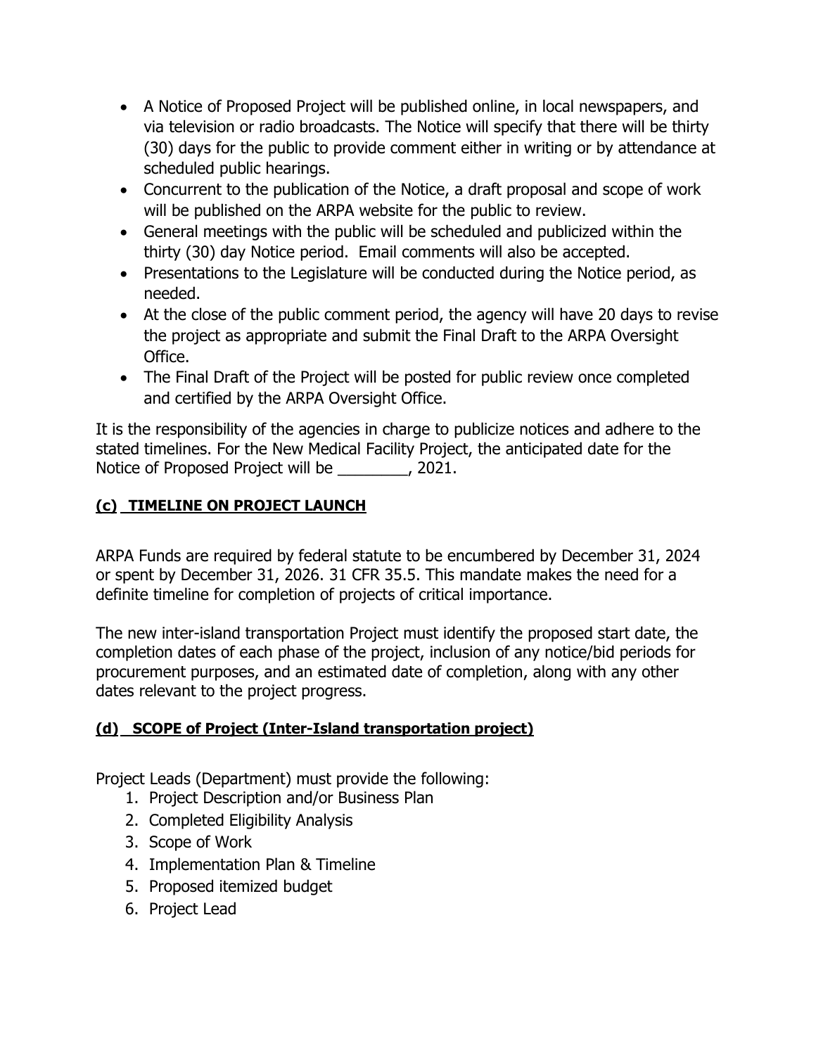- A Notice of Proposed Project will be published online, in local newspapers, and via television or radio broadcasts. The Notice will specify that there will be thirty (30) days for the public to provide comment either in writing or by attendance at scheduled public hearings.
- Concurrent to the publication of the Notice, a draft proposal and scope of work will be published on the ARPA website for the public to review.
- General meetings with the public will be scheduled and publicized within the thirty (30) day Notice period. Email comments will also be accepted.
- Presentations to the Legislature will be conducted during the Notice period, as needed.
- At the close of the public comment period, the agency will have 20 days to revise the project as appropriate and submit the Final Draft to the ARPA Oversight Office.
- The Final Draft of the Project will be posted for public review once completed and certified by the ARPA Oversight Office.

It is the responsibility of the agencies in charge to publicize notices and adhere to the stated timelines. For the New Medical Facility Project, the anticipated date for the Notice of Proposed Project will be ________, 2021.

**(c) TIMELINE ON PROJECT LAUNCH**

ARPA Funds are required by federal statute to be encumbered by December 31, 2024 or spent by December 31, 2026. 31 CFR 35.5. This mandate makes the need for a definite timeline for completion of projects of critical importance.

The new inter-island transportation Project must identify the proposed start date, the completion dates of each phase of the project, inclusion of any notice/bid periods for procurement purposes, and an estimated date of completion, along with any other dates relevant to the project progress.

**(d) SCOPE of Project (Inter-Island transportation project)**

Project Leads (Department) must provide the following:

1. Project Description and/or Business Plan
2. Completed Eligibility Analysis
3. Scope of Work
4. Implementation Plan & Timeline
5. Proposed itemized budget
6. Project Lead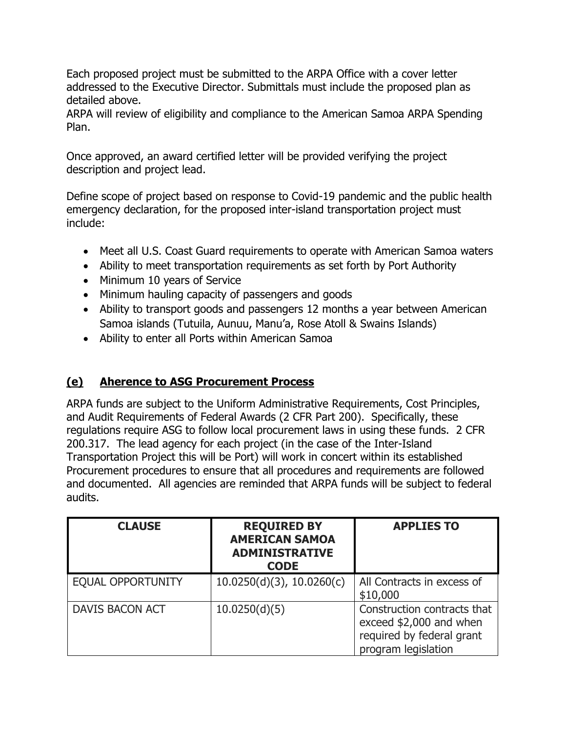Each proposed project must be submitted to the ARPA Office with a cover letter addressed to the Executive Director. Submittals must include the proposed plan as detailed above.
ARPA will review of eligibility and compliance to the American Samoa ARPA Spending Plan.

Once approved, an award certified letter will be provided verifying the project description and project lead.

Define scope of project based on response to Covid-19 pandemic and the public health emergency declaration, for the proposed inter-island transportation project must include:

- Meet all U.S. Coast Guard requirements to operate with American Samoa waters
- Ability to meet transportation requirements as set forth by Port Authority
- Minimum 10 years of Service
- Minimum hauling capacity of passengers and goods
- Ability to transport goods and passengers 12 months a year between American Samoa islands (Tutuila, Aunuu, Manu'a, Rose Atoll & Swains Islands)
- Ability to enter all Ports within American Samoa

## **(e) Aherence to ASG Procurement Process**

ARPA funds are subject to the Uniform Administrative Requirements, Cost Principles, and Audit Requirements of Federal Awards (2 CFR Part 200). Specifically, these regulations require ASG to follow local procurement laws in using these funds. 2 CFR 200.317. The lead agency for each project (in the case of the Inter-Island Transportation Project this will be Port) will work in concert within its established Procurement procedures to ensure that all procedures and requirements are followed and documented. All agencies are reminded that ARPA funds will be subject to federal audits.

| CLAUSE | REQUIRED BY AMERICAN SAMOA ADMINISTRATIVE CODE | APPLIES TO |
|---|---|---|
| EQUAL OPPORTUNITY | 10.0250(d)(3), 10.0260(c) | All Contracts in excess of $10,000 |
| DAVIS BACON ACT | 10.0250(d)(5) | Construction contracts that exceed $2,000 and when required by federal grant program legislation |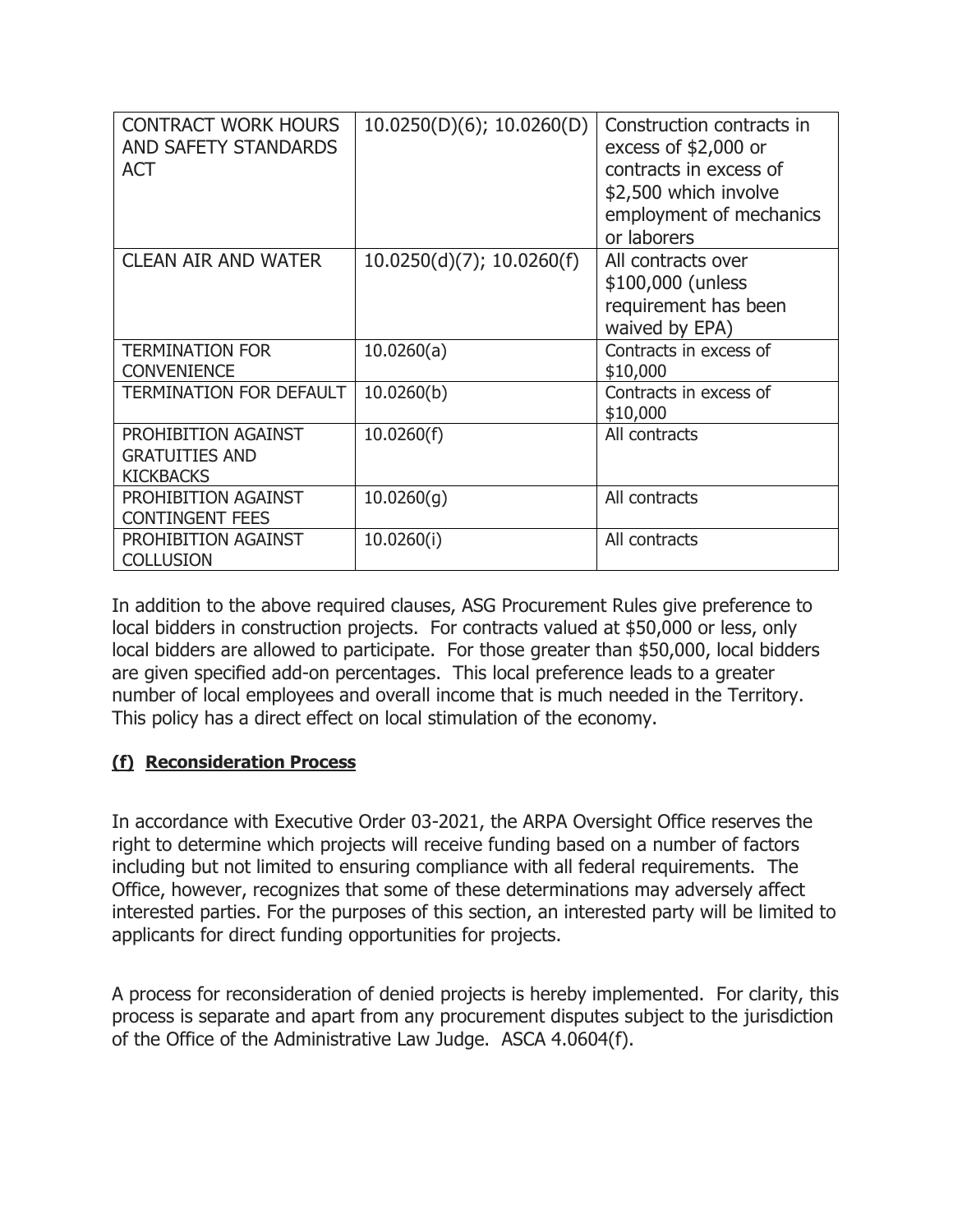| CONTRACT WORK HOURS AND SAFETY STANDARDS ACT | 10.0250(D)(6); 10.0260(D) | Construction contracts in excess of $2,000 or contracts in excess of $2,500 which involve employment of mechanics or laborers |
|---|---|---|
| CLEAN AIR AND WATER | 10.0250(d)(7); 10.0260(f) | All contracts over $100,000 (unless requirement has been waived by EPA) |
| TERMINATION FOR CONVENIENCE | 10.0260(a) | Contracts in excess of $10,000 |
| TERMINATION FOR DEFAULT | 10.0260(b) | Contracts in excess of $10,000 |
| PROHIBITION AGAINST GRATUITIES AND KICKBACKS | 10.0260(f) | All contracts |
| PROHIBITION AGAINST CONTINGENT FEES | 10.0260(g) | All contracts |
| PROHIBITION AGAINST COLLUSION | 10.0260(i) | All contracts |

In addition to the above required clauses, ASG Procurement Rules give preference to local bidders in construction projects. For contracts valued at $50,000 or less, only local bidders are allowed to participate. For those greater than $50,000, local bidders are given specified add-on percentages. This local preference leads to a greater number of local employees and overall income that is much needed in the Territory. This policy has a direct effect on local stimulation of the economy.

**(f) Reconsideration Process**

In accordance with Executive Order 03-2021, the ARPA Oversight Office reserves the right to determine which projects will receive funding based on a number of factors including but not limited to ensuring compliance with all federal requirements. The Office, however, recognizes that some of these determinations may adversely affect interested parties. For the purposes of this section, an interested party will be limited to applicants for direct funding opportunities for projects.

A process for reconsideration of denied projects is hereby implemented. For clarity, this process is separate and apart from any procurement disputes subject to the jurisdiction of the Office of the Administrative Law Judge. ASCA 4.0604(f).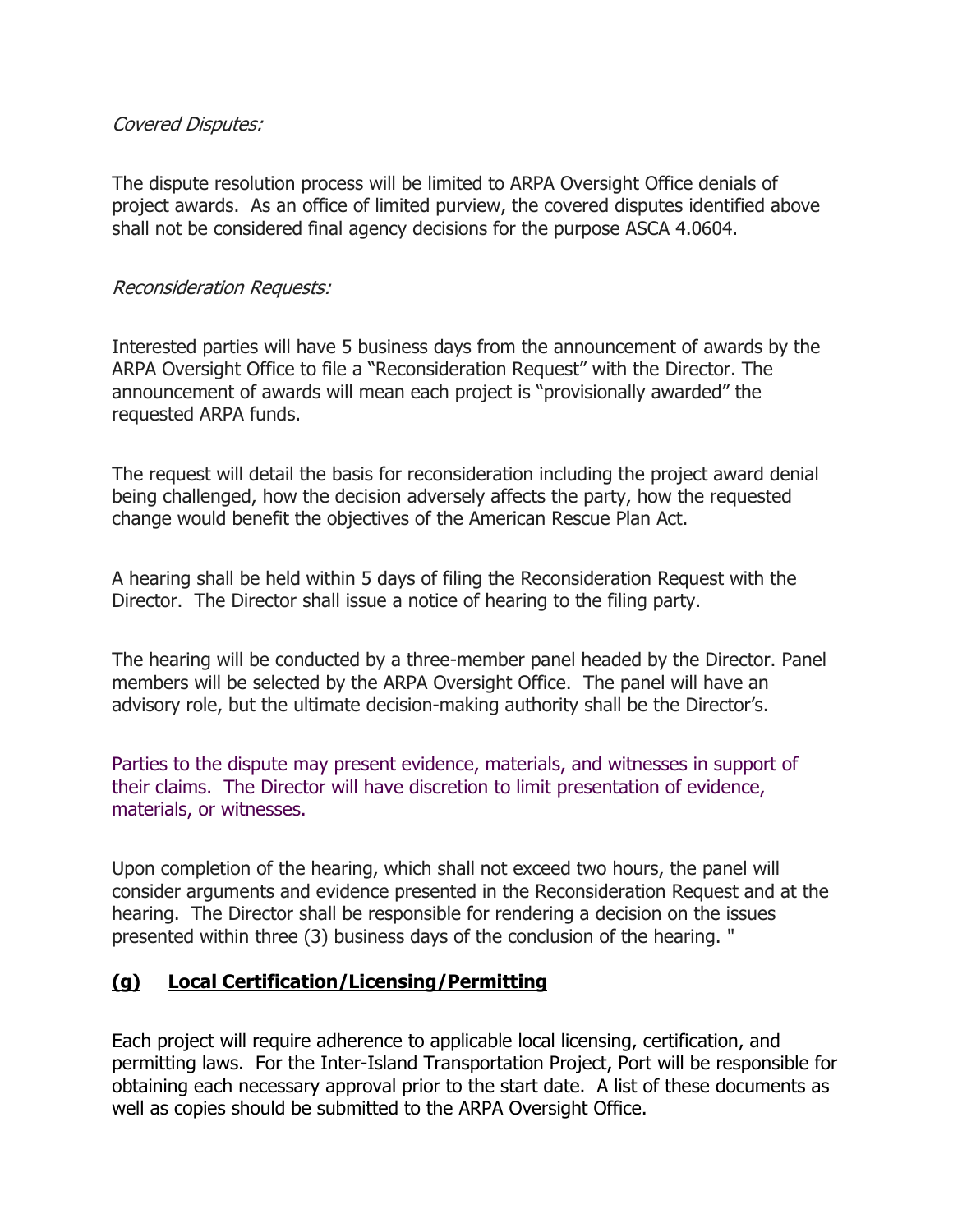*Covered Disputes:*

The dispute resolution process will be limited to ARPA Oversight Office denials of project awards. As an office of limited purview, the covered disputes identified above shall not be considered final agency decisions for the purpose ASCA 4.0604.

*Reconsideration Requests:*

Interested parties will have 5 business days from the announcement of awards by the ARPA Oversight Office to file a "Reconsideration Request" with the Director. The announcement of awards will mean each project is "provisionally awarded" the requested ARPA funds.

The request will detail the basis for reconsideration including the project award denial being challenged, how the decision adversely affects the party, how the requested change would benefit the objectives of the American Rescue Plan Act.

A hearing shall be held within 5 days of filing the Reconsideration Request with the Director. The Director shall issue a notice of hearing to the filing party.

The hearing will be conducted by a three-member panel headed by the Director. Panel members will be selected by the ARPA Oversight Office. The panel will have an advisory role, but the ultimate decision-making authority shall be the Director's.

Parties to the dispute may present evidence, materials, and witnesses in support of their claims. The Director will have discretion to limit presentation of evidence, materials, or witnesses.

Upon completion of the hearing, which shall not exceed two hours, the panel will consider arguments and evidence presented in the Reconsideration Request and at the hearing. The Director shall be responsible for rendering a decision on the issues presented within three (3) business days of the conclusion of the hearing. "

## **(g) Local Certification/Licensing/Permitting**

Each project will require adherence to applicable local licensing, certification, and permitting laws. For the Inter-Island Transportation Project, Port will be responsible for obtaining each necessary approval prior to the start date. A list of these documents as well as copies should be submitted to the ARPA Oversight Office.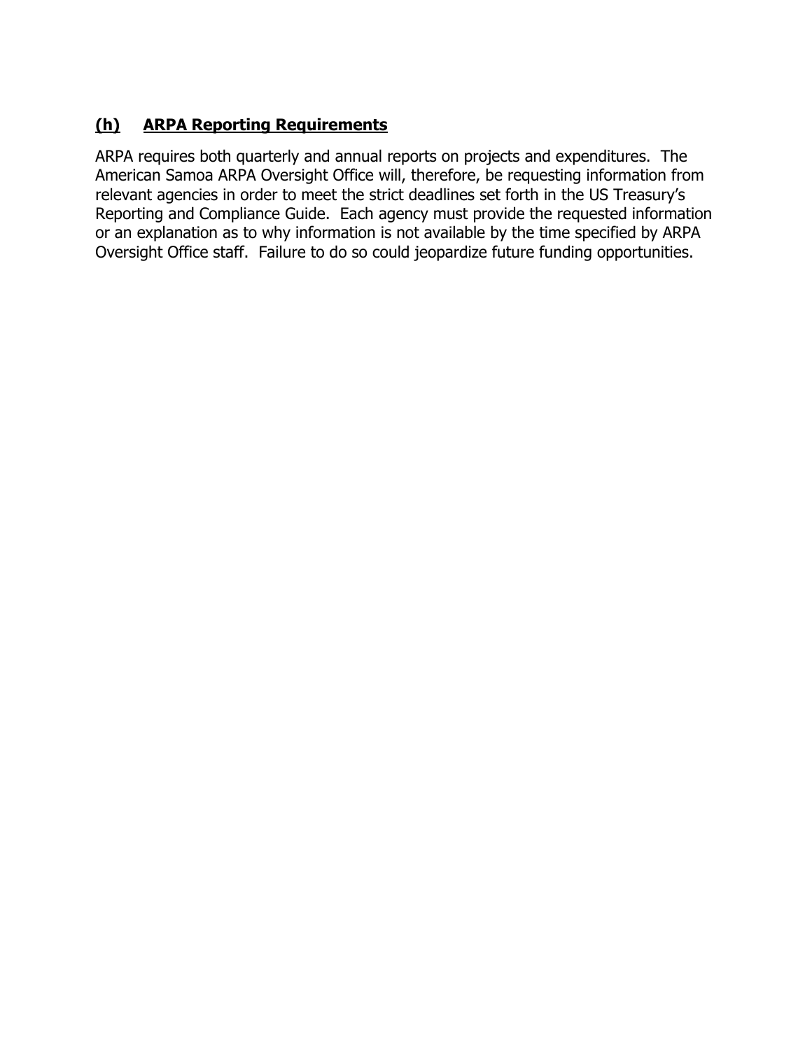## **(h) ARPA Reporting Requirements**

ARPA requires both quarterly and annual reports on projects and expenditures. The American Samoa ARPA Oversight Office will, therefore, be requesting information from relevant agencies in order to meet the strict deadlines set forth in the US Treasury's Reporting and Compliance Guide. Each agency must provide the requested information or an explanation as to why information is not available by the time specified by ARPA Oversight Office staff. Failure to do so could jeopardize future funding opportunities.